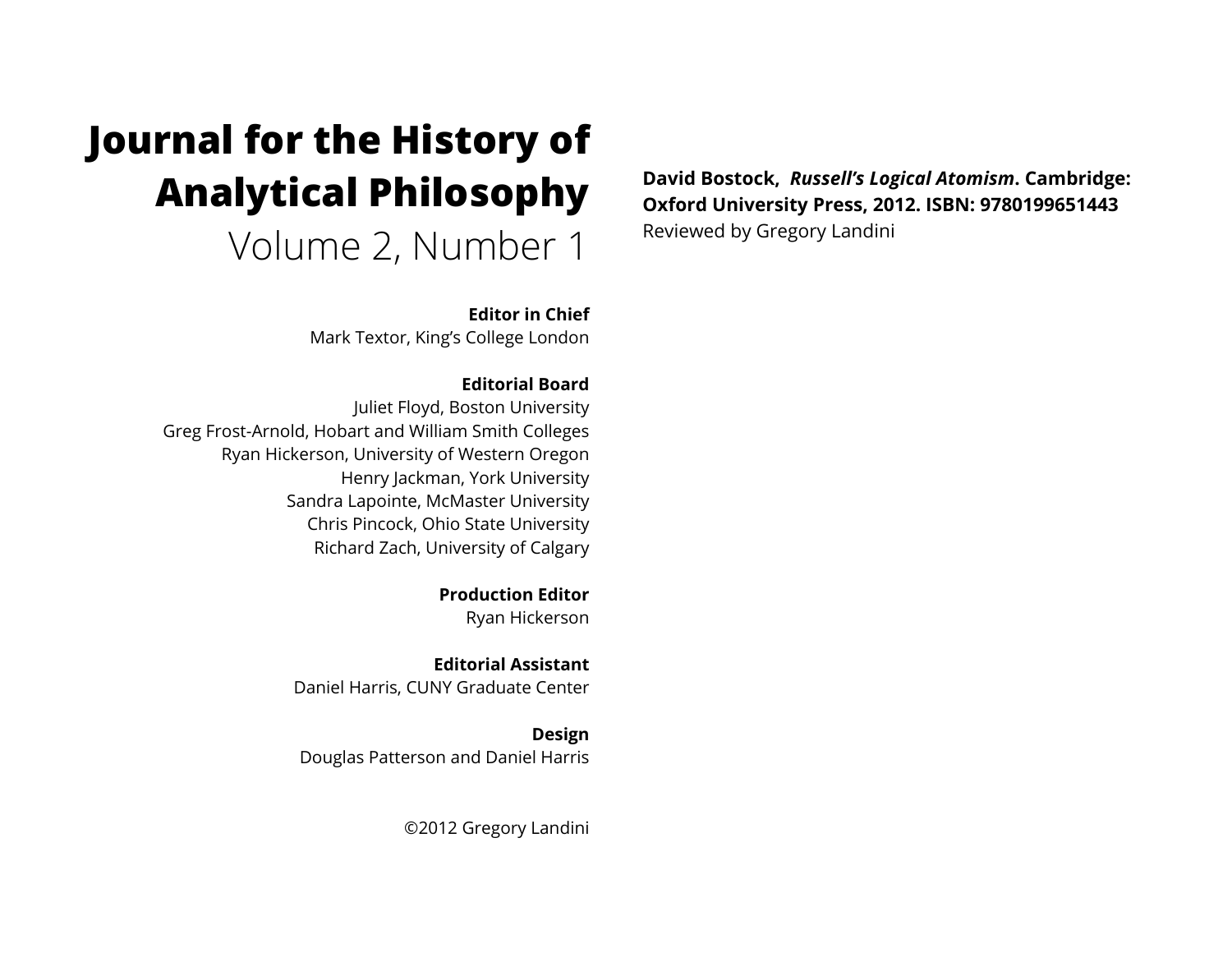# Journal for the History of Analytical Philosophy

## Volume 2, Number 1

**Editor in Chief**
Mark Textor, King's College London

**Editorial Board**
Juliet Floyd, Boston University
Greg Frost-Arnold, Hobart and William Smith Colleges
Ryan Hickerson, University of Western Oregon
Henry Jackman, York University
Sandra Lapointe, McMaster University
Chris Pincock, Ohio State University
Richard Zach, University of Calgary

**Production Editor**
Ryan Hickerson

**Editorial Assistant**
Daniel Harris, CUNY Graduate Center

**Design**
Douglas Patterson and Daniel Harris

©2012 Gregory Landini

**David Bostock, *Russell's Logical Atomism*. Cambridge: Oxford University Press, 2012. ISBN: 9780199651443**
Reviewed by Gregory Landini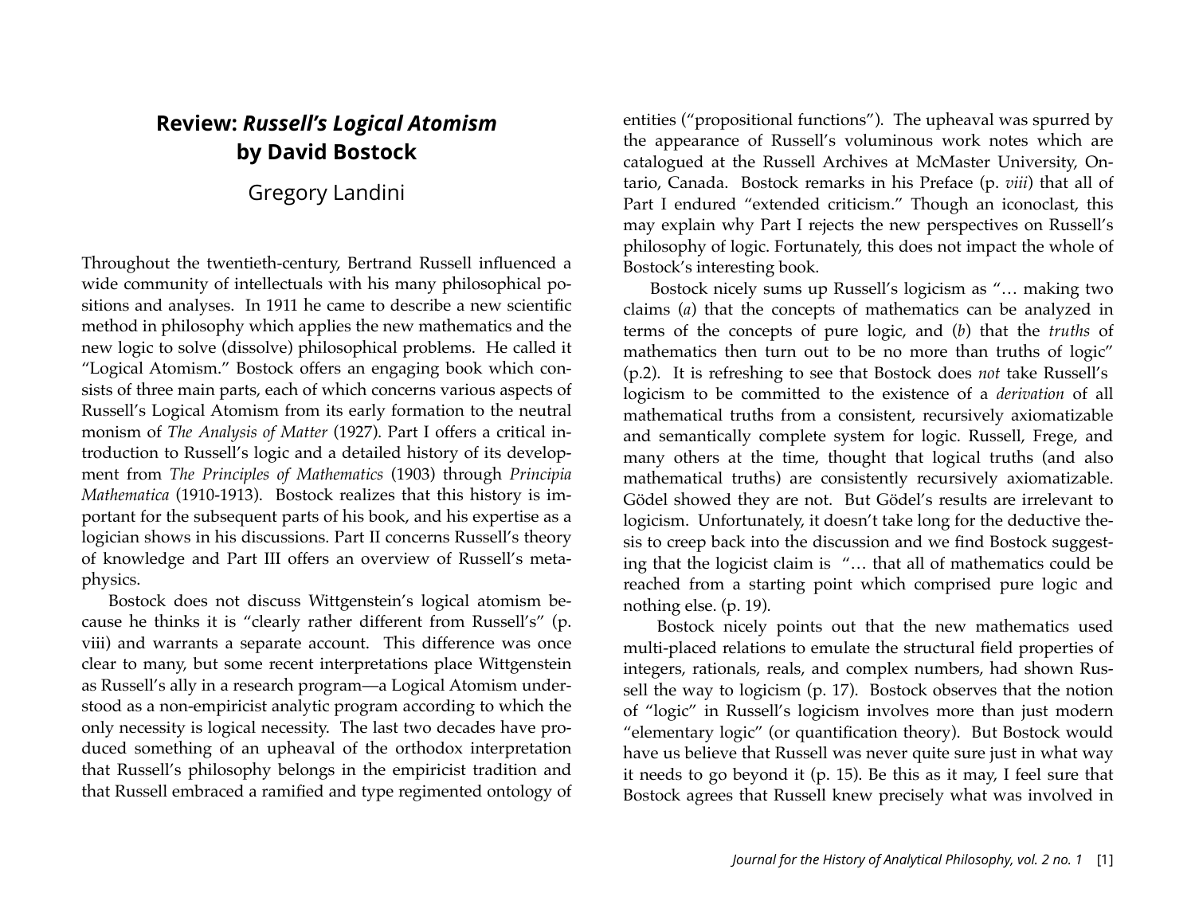# Review: *Russell's Logical Atomism* by David Bostock

Gregory Landini

Throughout the twentieth-century, Bertrand Russell influenced a wide community of intellectuals with his many philosophical positions and analyses. In 1911 he came to describe a new scientific method in philosophy which applies the new mathematics and the new logic to solve (dissolve) philosophical problems. He called it "Logical Atomism." Bostock offers an engaging book which consists of three main parts, each of which concerns various aspects of Russell's Logical Atomism from its early formation to the neutral monism of *The Analysis of Matter* (1927). Part I offers a critical introduction to Russell's logic and a detailed history of its development from *The Principles of Mathematics* (1903) through *Principia Mathematica* (1910-1913). Bostock realizes that this history is important for the subsequent parts of his book, and his expertise as a logician shows in his discussions. Part II concerns Russell's theory of knowledge and Part III offers an overview of Russell's metaphysics.

Bostock does not discuss Wittgenstein's logical atomism because he thinks it is "clearly rather different from Russell's" (p. viii) and warrants a separate account. This difference was once clear to many, but some recent interpretations place Wittgenstein as Russell's ally in a research program—a Logical Atomism understood as a non-empiricist analytic program according to which the only necessity is logical necessity. The last two decades have produced something of an upheaval of the orthodox interpretation that Russell's philosophy belongs in the empiricist tradition and that Russell embraced a ramified and type regimented ontology of entities ("propositional functions"). The upheaval was spurred by the appearance of Russell's voluminous work notes which are catalogued at the Russell Archives at McMaster University, Ontario, Canada. Bostock remarks in his Preface (p. *viii*) that all of Part I endured "extended criticism." Though an iconoclast, this may explain why Part I rejects the new perspectives on Russell's philosophy of logic. Fortunately, this does not impact the whole of Bostock's interesting book.

Bostock nicely sums up Russell's logicism as "… making two claims (*a*) that the concepts of mathematics can be analyzed in terms of the concepts of pure logic, and (*b*) that the *truths* of mathematics then turn out to be no more than truths of logic" (p.2). It is refreshing to see that Bostock does *not* take Russell's logicism to be committed to the existence of a *derivation* of all mathematical truths from a consistent, recursively axiomatizable and semantically complete system for logic. Russell, Frege, and many others at the time, thought that logical truths (and also mathematical truths) are consistently recursively axiomatizable. Gödel showed they are not. But Gödel's results are irrelevant to logicism. Unfortunately, it doesn't take long for the deductive thesis to creep back into the discussion and we find Bostock suggesting that the logicist claim is "… that all of mathematics could be reached from a starting point which comprised pure logic and nothing else. (p. 19).

Bostock nicely points out that the new mathematics used multi-placed relations to emulate the structural field properties of integers, rationals, reals, and complex numbers, had shown Russell the way to logicism (p. 17). Bostock observes that the notion of "logic" in Russell's logicism involves more than just modern "elementary logic" (or quantification theory). But Bostock would have us believe that Russell was never quite sure just in what way it needs to go beyond it (p. 15). Be this as it may, I feel sure that Bostock agrees that Russell knew precisely what was involved in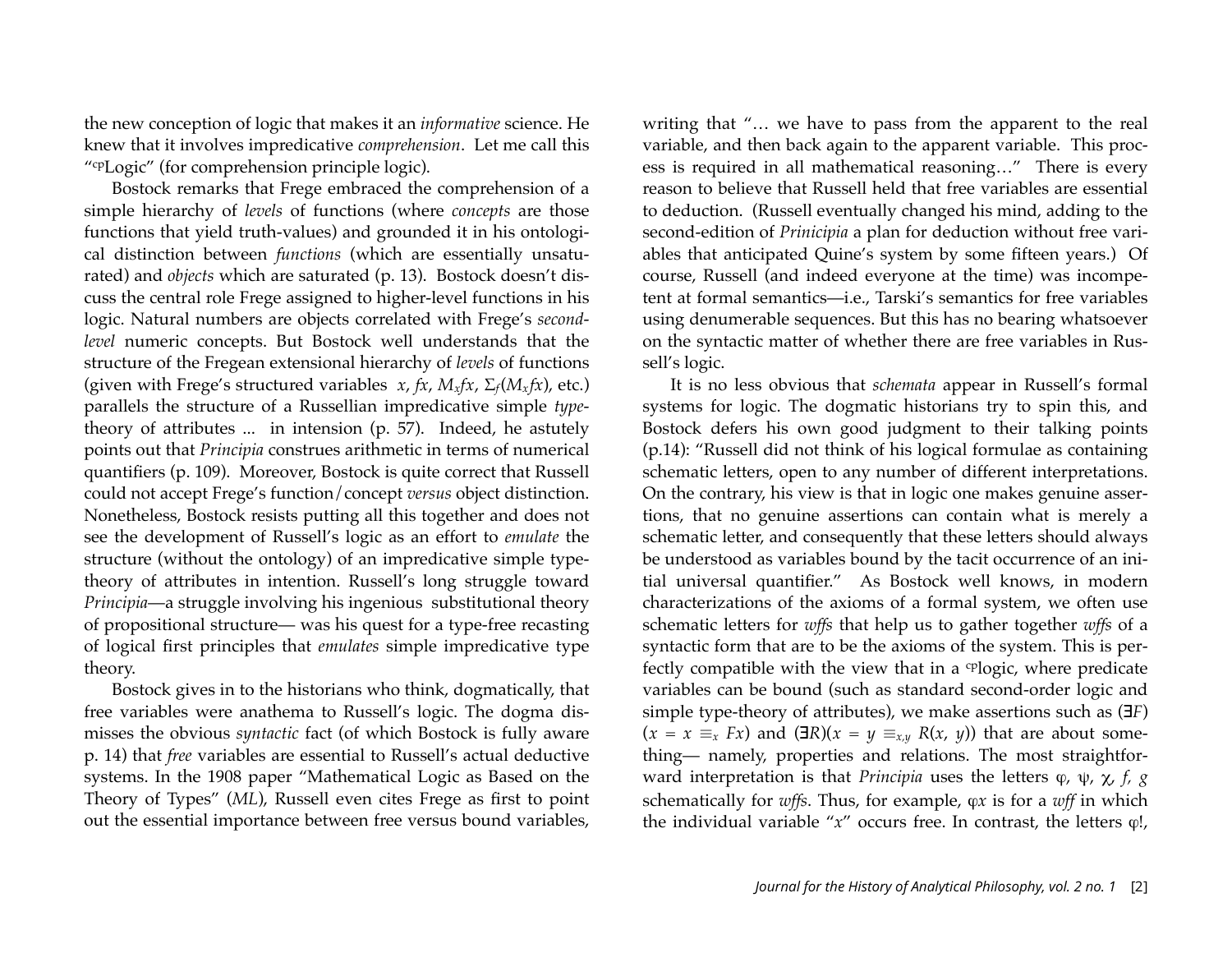the new conception of logic that makes it an *informative* science. He knew that it involves impredicative *comprehension*. Let me call this "$^{cp}$Logic" (for comprehension principle logic).

Bostock remarks that Frege embraced the comprehension of a simple hierarchy of *levels* of functions (where *concepts* are those functions that yield truth-values) and grounded it in his ontological distinction between *functions* (which are essentially unsaturated) and *objects* which are saturated (p. 13). Bostock doesn't discuss the central role Frege assigned to higher-level functions in his logic. Natural numbers are objects correlated with Frege's *second-level* numeric concepts. But Bostock well understands that the structure of the Fregean extensional hierarchy of *levels* of functions (given with Frege's structured variables $x$, $fx$, $M_x fx$, $\Sigma_f(M_x fx)$, etc.) parallels the structure of a Russellian impredicative simple *type*-theory of attributes ... in intension (p. 57). Indeed, he astutely points out that *Principia* construes arithmetic in terms of numerical quantifiers (p. 109). Moreover, Bostock is quite correct that Russell could not accept Frege's function/concept *versus* object distinction. Nonetheless, Bostock resists putting all this together and does not see the development of Russell's logic as an effort to *emulate* the structure (without the ontology) of an impredicative simple type-theory of attributes in intention. Russell's long struggle toward *Principia*—a struggle involving his ingenious substitutional theory of propositional structure— was his quest for a type-free recasting of logical first principles that *emulates* simple impredicative type theory.

Bostock gives in to the historians who think, dogmatically, that free variables were anathema to Russell's logic. The dogma dismisses the obvious *syntactic* fact (of which Bostock is fully aware p. 14) that *free* variables are essential to Russell's actual deductive systems. In the 1908 paper "Mathematical Logic as Based on the Theory of Types" (*ML*), Russell even cites Frege as first to point out the essential importance between free versus bound variables, writing that "… we have to pass from the apparent to the real variable, and then back again to the apparent variable. This process is required in all mathematical reasoning…" There is every reason to believe that Russell held that free variables are essential to deduction. (Russell eventually changed his mind, adding to the second-edition of *Prinicipia* a plan for deduction without free variables that anticipated Quine's system by some fifteen years.) Of course, Russell (and indeed everyone at the time) was incompetent at formal semantics—i.e., Tarski's semantics for free variables using denumerable sequences. But this has no bearing whatsoever on the syntactic matter of whether there are free variables in Russell's logic.

It is no less obvious that *schemata* appear in Russell's formal systems for logic. The dogmatic historians try to spin this, and Bostock defers his own good judgment to their talking points (p.14): "Russell did not think of his logical formulae as containing schematic letters, open to any number of different interpretations. On the contrary, his view is that in logic one makes genuine assertions, that no genuine assertions can contain what is merely a schematic letter, and consequently that these letters should always be understood as variables bound by the tacit occurrence of an initial universal quantifier." As Bostock well knows, in modern characterizations of the axioms of a formal system, we often use schematic letters for *wffs* that help us to gather together *wffs* of a syntactic form that are to be the axioms of the system. This is perfectly compatible with the view that in a $^{cp}$logic, where predicate variables can be bound (such as standard second-order logic and simple type-theory of attributes), we make assertions such as $(\exists F)(x = x \equiv_x Fx)$ and $(\exists R)(x = y \equiv_{x,y} R(x, y))$ that are about something— namely, properties and relations. The most straightforward interpretation is that *Principia* uses the letters $\varphi$, $\psi$, $\chi$, $f$, $g$ schematically for *wffs*. Thus, for example, $\varphi x$ is for a *wff* in which the individual variable "$x$" occurs free. In contrast, the letters $\varphi!$,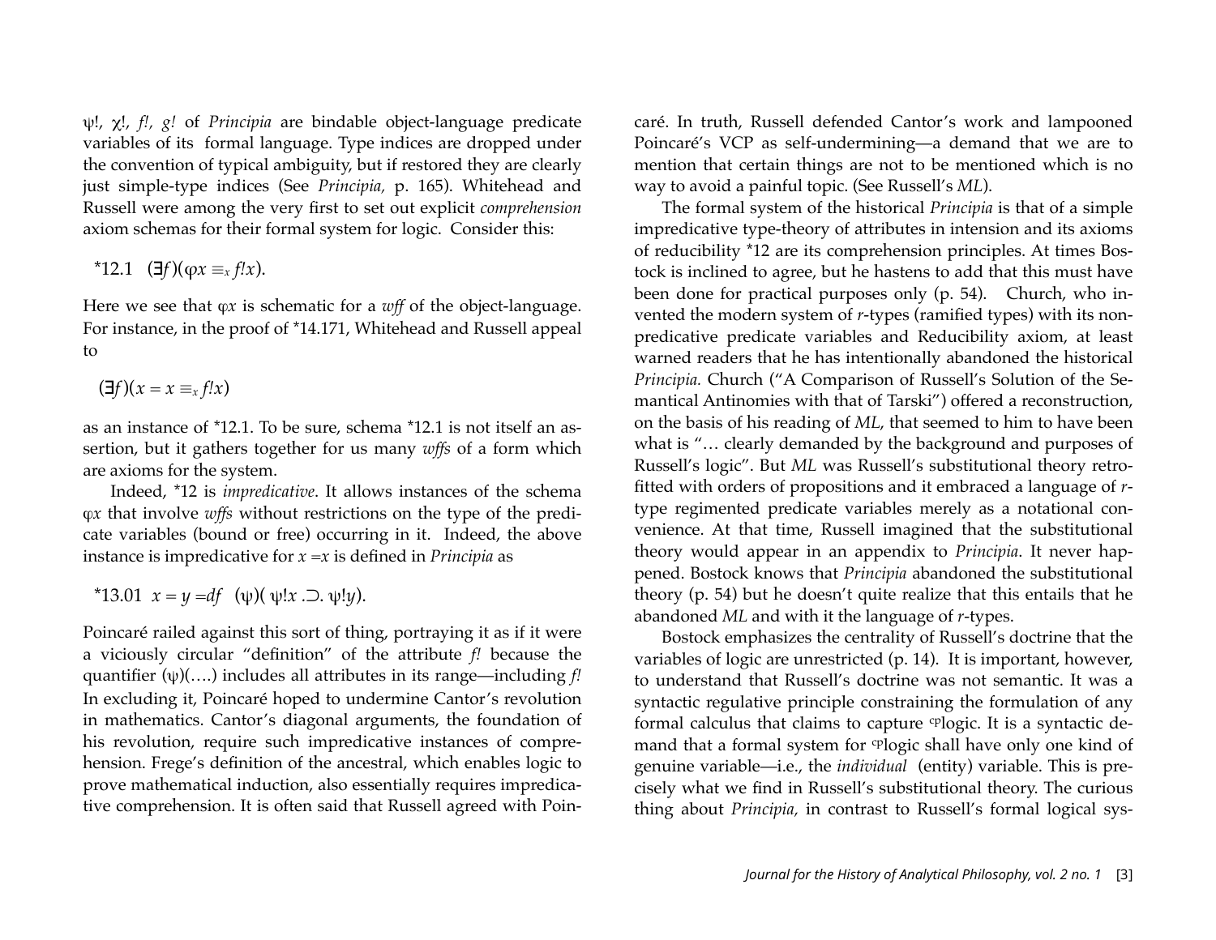ψ!, χ!, *f!*, *g!* of *Principia* are bindable object-language predicate variables of its formal language. Type indices are dropped under the convention of typical ambiguity, but if restored they are clearly just simple-type indices (See *Principia*, p. 165). Whitehead and Russell were among the very first to set out explicit *comprehension* axiom schemas for their formal system for logic. Consider this:

$$\text{*12.1} \quad (\exists f)(\varphi x \equiv_x f!x).$$

Here we see that $\varphi x$ is schematic for a *wff* of the object-language. For instance, in the proof of *14.171, Whitehead and Russell appeal to

$$(\exists f)(x = x \equiv_x f!x)$$

as an instance of *12.1. To be sure, schema *12.1 is not itself an assertion, but it gathers together for us many *wffs* of a form which are axioms for the system.

Indeed, *12 is *impredicative*. It allows instances of the schema $\varphi x$ that involve *wffs* without restrictions on the type of the predicate variables (bound or free) occurring in it. Indeed, the above instance is impredicative for $x = x$ is defined in *Principia* as

$$\text{*13.01} \quad x = y =df \quad (\psi)(\, \psi!x \,.\supset.\, \psi!y).$$

Poincaré railed against this sort of thing, portraying it as if it were a viciously circular "definition" of the attribute *f!* because the quantifier (ψ)(….) includes all attributes in its range—including *f!* In excluding it, Poincaré hoped to undermine Cantor's revolution in mathematics. Cantor's diagonal arguments, the foundation of his revolution, require such impredicative instances of comprehension. Frege's definition of the ancestral, which enables logic to prove mathematical induction, also essentially requires impredicative comprehension. It is often said that Russell agreed with Poincaré. In truth, Russell defended Cantor's work and lampooned Poincaré's VCP as self-undermining—a demand that we are to mention that certain things are not to be mentioned which is no way to avoid a painful topic. (See Russell's *ML*).

The formal system of the historical *Principia* is that of a simple impredicative type-theory of attributes in intension and its axioms of reducibility *12 are its comprehension principles. At times Bostock is inclined to agree, but he hastens to add that this must have been done for practical purposes only (p. 54). Church, who invented the modern system of *r*-types (ramified types) with its non-predicative predicate variables and Reducibility axiom, at least warned readers that he has intentionally abandoned the historical *Principia.* Church ("A Comparison of Russell's Solution of the Semantical Antinomies with that of Tarski") offered a reconstruction, on the basis of his reading of *ML*, that seemed to him to have been what is "… clearly demanded by the background and purposes of Russell's logic". But *ML* was Russell's substitutional theory retrofitted with orders of propositions and it embraced a language of *r*-type regimented predicate variables merely as a notational convenience. At that time, Russell imagined that the substitutional theory would appear in an appendix to *Principia*. It never happened. Bostock knows that *Principia* abandoned the substitutional theory (p. 54) but he doesn't quite realize that this entails that he abandoned *ML* and with it the language of *r*-types.

Bostock emphasizes the centrality of Russell's doctrine that the variables of logic are unrestricted (p. 14). It is important, however, to understand that Russell's doctrine was not semantic. It was a syntactic regulative principle constraining the formulation of any formal calculus that claims to capture ᶜᵖlogic. It is a syntactic demand that a formal system for ᶜᵖlogic shall have only one kind of genuine variable—i.e., the *individual* (entity) variable. This is precisely what we find in Russell's substitutional theory. The curious thing about *Principia*, in contrast to Russell's formal logical sys-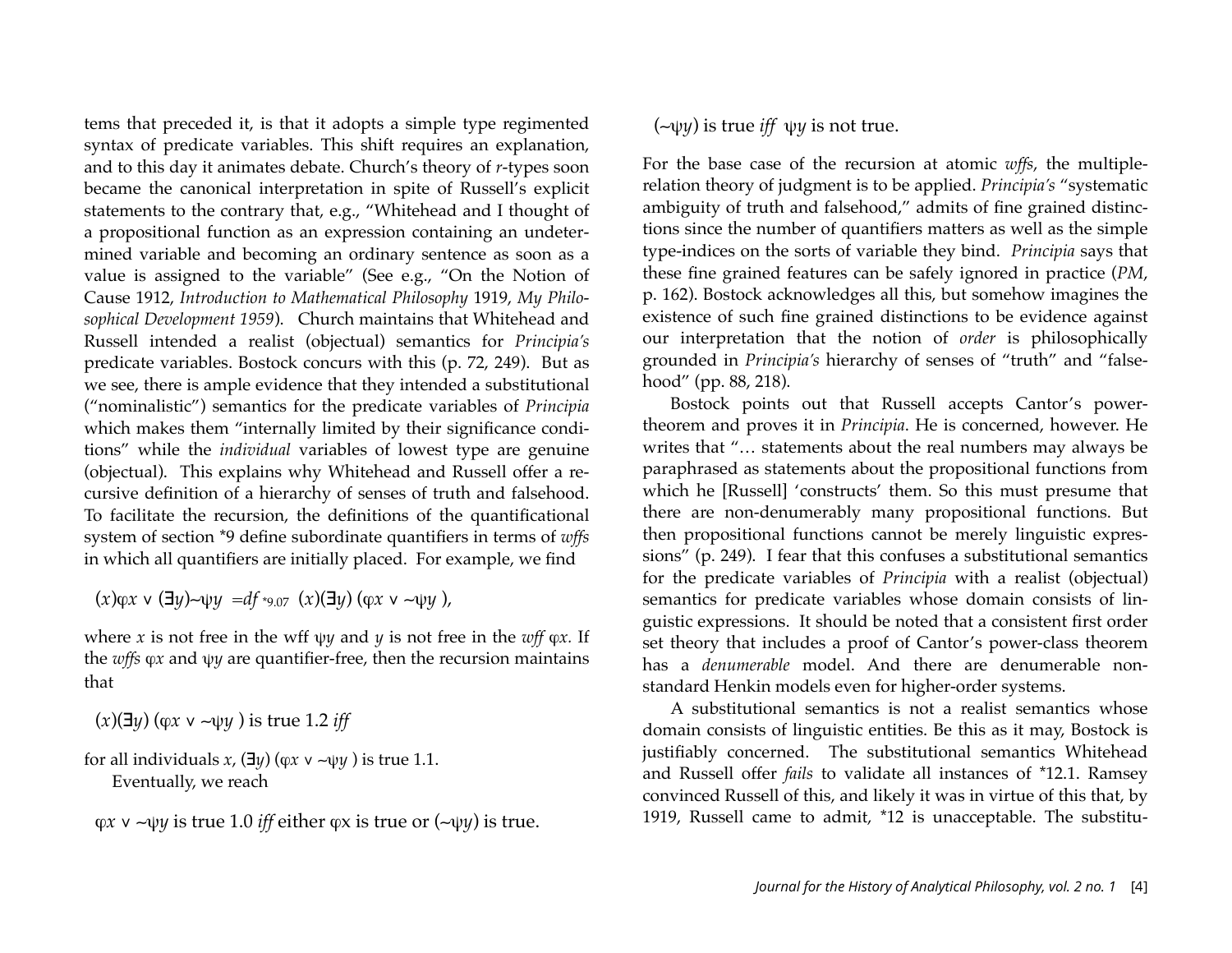tems that preceded it, is that it adopts a simple type regimented syntax of predicate variables. This shift requires an explanation, and to this day it animates debate. Church's theory of *r*-types soon became the canonical interpretation in spite of Russell's explicit statements to the contrary that, e.g., "Whitehead and I thought of a propositional function as an expression containing an undetermined variable and becoming an ordinary sentence as soon as a value is assigned to the variable" (See e.g., "On the Notion of Cause 1912, *Introduction to Mathematical Philosophy* 1919, *My Philosophical Development 1959*). Church maintains that Whitehead and Russell intended a realist (objectual) semantics for *Principia's* predicate variables. Bostock concurs with this (p. 72, 249). But as we see, there is ample evidence that they intended a substitutional ("nominalistic") semantics for the predicate variables of *Principia* which makes them "internally limited by their significance conditions" while the *individual* variables of lowest type are genuine (objectual). This explains why Whitehead and Russell offer a recursive definition of a hierarchy of senses of truth and falsehood. To facilitate the recursion, the definitions of the quantificational system of section *9 define subordinate quantifiers in terms of *wffs* in which all quantifiers are initially placed. For example, we find

$$(x)\varphi x \vee (\exists y){\sim}\psi y \;=\!df_{\,*9.07}\; (x)(\exists y)\,(\varphi x \vee {\sim}\psi y\,),$$

where $x$ is not free in the wff $\psi y$ and $y$ is not free in the *wff* $\varphi x$. If the *wffs* $\varphi x$ and $\psi y$ are quantifier-free, then the recursion maintains that

$(x)(\exists y)\,(\varphi x \vee {\sim}\psi y\,)$ is true 1.2 *iff*

for all individuals $x$, $(\exists y)\,(\varphi x \vee {\sim}\psi y\,)$ is true 1.1.

Eventually, we reach

$\varphi x \vee {\sim}\psi y$ is true 1.0 *iff* either $\varphi$x is true or $({\sim}\psi y)$ is true.

$({\sim}\psi y)$ is true *iff* $\psi y$ is not true.

For the base case of the recursion at atomic *wffs*, the multiple-relation theory of judgment is to be applied. *Principia's* "systematic ambiguity of truth and falsehood," admits of fine grained distinctions since the number of quantifiers matters as well as the simple type-indices on the sorts of variable they bind. *Principia* says that these fine grained features can be safely ignored in practice (*PM*, p. 162). Bostock acknowledges all this, but somehow imagines the existence of such fine grained distinctions to be evidence against our interpretation that the notion of *order* is philosophically grounded in *Principia's* hierarchy of senses of "truth" and "falsehood" (pp. 88, 218).

Bostock points out that Russell accepts Cantor's power-theorem and proves it in *Principia*. He is concerned, however. He writes that "… statements about the real numbers may always be paraphrased as statements about the propositional functions from which he [Russell] 'constructs' them. So this must presume that there are non-denumerably many propositional functions. But then propositional functions cannot be merely linguistic expressions" (p. 249). I fear that this confuses a substitutional semantics for the predicate variables of *Principia* with a realist (objectual) semantics for predicate variables whose domain consists of linguistic expressions. It should be noted that a consistent first order set theory that includes a proof of Cantor's power-class theorem has a *denumerable* model. And there are denumerable non-standard Henkin models even for higher-order systems.

A substitutional semantics is not a realist semantics whose domain consists of linguistic entities. Be this as it may, Bostock is justifiably concerned. The substitutional semantics Whitehead and Russell offer *fails* to validate all instances of *12.1. Ramsey convinced Russell of this, and likely it was in virtue of this that, by 1919, Russell came to admit, *12 is unacceptable. The substitu-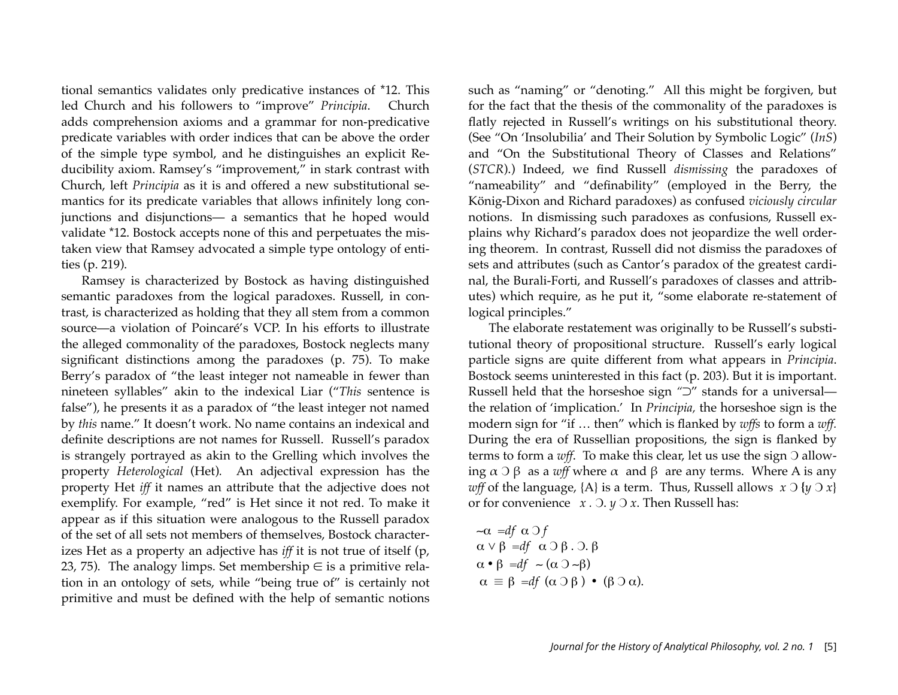tional semantics validates only predicative instances of *12. This led Church and his followers to "improve" *Principia*. Church adds comprehension axioms and a grammar for non-predicative predicate variables with order indices that can be above the order of the simple type symbol, and he distinguishes an explicit Reducibility axiom. Ramsey's "improvement," in stark contrast with Church, left *Principia* as it is and offered a new substitutional semantics for its predicate variables that allows infinitely long conjunctions and disjunctions— a semantics that he hoped would validate *12. Bostock accepts none of this and perpetuates the mistaken view that Ramsey advocated a simple type ontology of entities (p. 219).

Ramsey is characterized by Bostock as having distinguished semantic paradoxes from the logical paradoxes. Russell, in contrast, is characterized as holding that they all stem from a common source—a violation of Poincaré's VCP. In his efforts to illustrate the alleged commonality of the paradoxes, Bostock neglects many significant distinctions among the paradoxes (p. 75). To make Berry's paradox of "the least integer not nameable in fewer than nineteen syllables" akin to the indexical Liar ("*This* sentence is false"), he presents it as a paradox of "the least integer not named by *this* name." It doesn't work. No name contains an indexical and definite descriptions are not names for Russell. Russell's paradox is strangely portrayed as akin to the Grelling which involves the property *Heterological* (Het). An adjectival expression has the property Het *iff* it names an attribute that the adjective does not exemplify. For example, "red" is Het since it not red. To make it appear as if this situation were analogous to the Russell paradox of the set of all sets not members of themselves, Bostock characterizes Het as a property an adjective has *iff* it is not true of itself (p, 23, 75). The analogy limps. Set membership $\in$ is a primitive relation in an ontology of sets, while "being true of" is certainly not primitive and must be defined with the help of semantic notions such as "naming" or "denoting." All this might be forgiven, but for the fact that the thesis of the commonality of the paradoxes is flatly rejected in Russell's writings on his substitutional theory. (See "On 'Insolubilia' and Their Solution by Symbolic Logic" (*InS*) and "On the Substitutional Theory of Classes and Relations" (*STCR*).) Indeed, we find Russell *dismissing* the paradoxes of "nameability" and "definability" (employed in the Berry, the König-Dixon and Richard paradoxes) as confused *viciously circular* notions. In dismissing such paradoxes as confusions, Russell explains why Richard's paradox does not jeopardize the well ordering theorem. In contrast, Russell did not dismiss the paradoxes of sets and attributes (such as Cantor's paradox of the greatest cardinal, the Burali-Forti, and Russell's paradoxes of classes and attributes) which require, as he put it, "some elaborate re-statement of logical principles."

The elaborate restatement was originally to be Russell's substitutional theory of propositional structure. Russell's early logical particle signs are quite different from what appears in *Principia*. Bostock seems uninterested in this fact (p. 203). But it is important. Russell held that the horseshoe sign "$\supset$" stands for a universal—the relation of 'implication.' In *Principia*, the horseshoe sign is the modern sign for "if … then" which is flanked by *wffs* to form a *wff*. During the era of Russellian propositions, the sign is flanked by terms to form a *wff*. To make this clear, let us use the sign Ɔ allowing $\alpha$ Ɔ $\beta$ as a *wff* where $\alpha$ and $\beta$ are any terms. Where A is any *wff* of the language, {A} is a term. Thus, Russell allows $x$ Ɔ {$y$ Ɔ $x$} or for convenience $x$ . Ɔ. $y$ Ɔ $x$. Then Russell has:

~$\alpha$ $=df$ $\alpha$ Ɔ $f$
$\alpha \vee \beta$ $=df$ $\alpha$ Ɔ $\beta$ . Ɔ. $\beta$
$\alpha \bullet \beta$ $=df$ ~ ($\alpha$ Ɔ ~$\beta$)
$\alpha \equiv \beta$ $=df$ ($\alpha$ Ɔ $\beta$ ) • ($\beta$ Ɔ $\alpha$).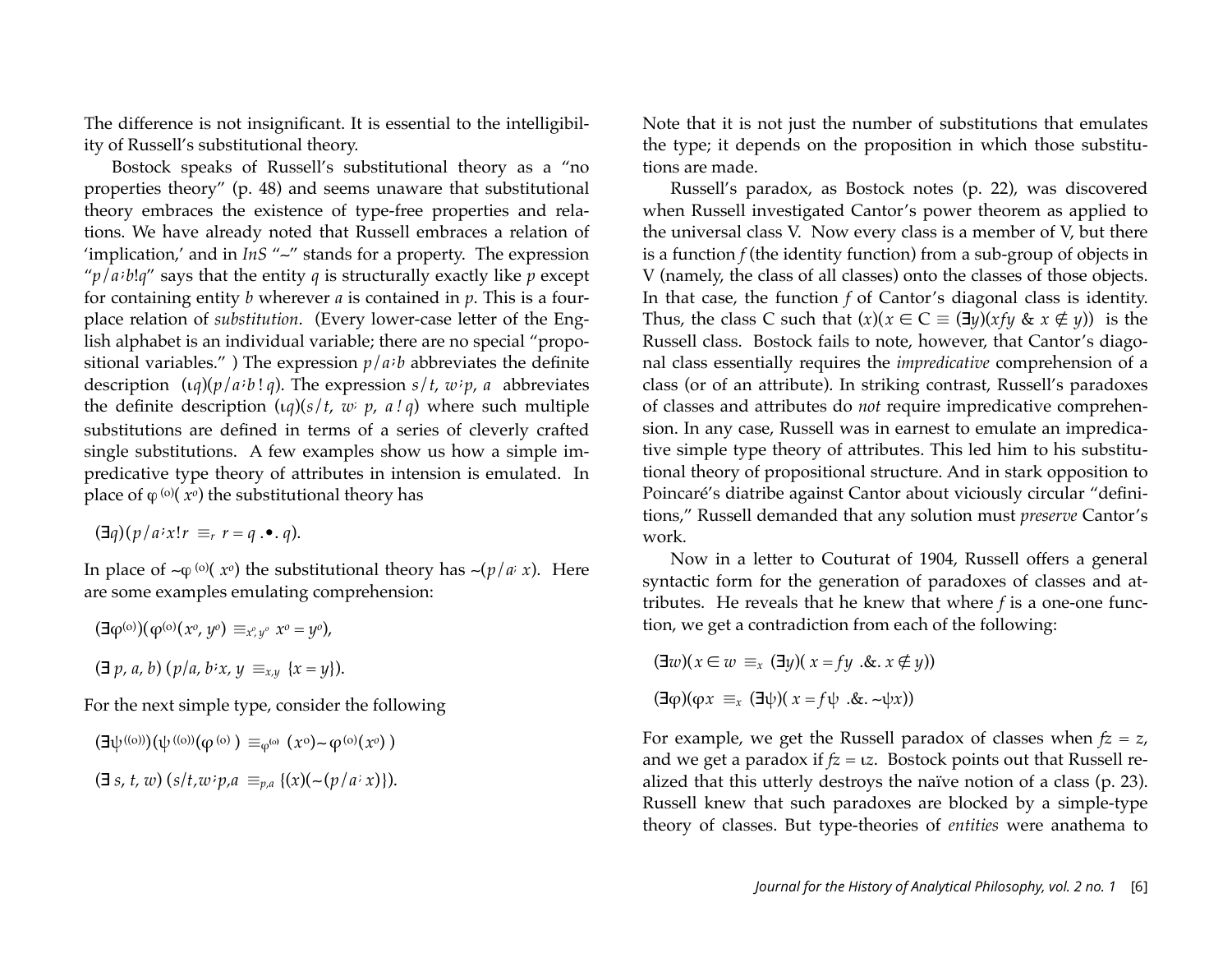The difference is not insignificant. It is essential to the intelligibility of Russell's substitutional theory.

Bostock speaks of Russell's substitutional theory as a "no properties theory" (p. 48) and seems unaware that substitutional theory embraces the existence of type-free properties and relations. We have already noted that Russell embraces a relation of 'implication,' and in *InS* "~" stands for a property. The expression "$p/a;b!q$" says that the entity $q$ is structurally exactly like $p$ except for containing entity $b$ wherever $a$ is contained in $p$. This is a four-place relation of *substitution*. (Every lower-case letter of the English alphabet is an individual variable; there are no special "propositional variables." ) The expression $p/a;b$ abbreviates the definite description $(\iota q)(p/a;b\,!\,q)$. The expression $s/t,\ w;p,\ a$ abbreviates the definite description $(\iota q)(s/t,\ w;\ p,\ a\,!\,q)$ where such multiple substitutions are defined in terms of a series of cleverly crafted single substitutions. A few examples show us how a simple impredicative type theory of attributes in intension is emulated. In place of $\varphi^{(o)}(x^o)$ the substitutional theory has

$$(\exists q)(p/a;x!r\ \equiv_r\ r = q\ .\bullet .\ q).$$

In place of $\sim\varphi^{(o)}(x^o)$ the substitutional theory has $\sim(p/a;x)$. Here are some examples emulating comprehension:

$$(\exists\varphi^{(o)})(\varphi^{(o)}(x^o, y^o)\ \equiv_{x^o,y^o}\ x^o = y^o),$$

$$(\exists\ p,\ a,\ b)\ (p/a,\ b;x,\ y\ \equiv_{x,y}\ \{x = y\}).$$

For the next simple type, consider the following

$$(\exists\psi^{((o))})(\psi^{((o))}(\varphi^{(o)})\ \equiv_{\varphi^{(o)}}\ (x^o)\sim\varphi^{(o)}(x^o)\,)$$

$$(\exists\ s,\ t,\ w)\ (s/t,w;p,a\ \equiv_{p,a}\ \{(x)(\sim(p/a;x)\}).$$

Note that it is not just the number of substitutions that emulates the type; it depends on the proposition in which those substitutions are made.

Russell's paradox, as Bostock notes (p. 22), was discovered when Russell investigated Cantor's power theorem as applied to the universal class V. Now every class is a member of V, but there is a function $f$ (the identity function) from a sub-group of objects in V (namely, the class of all classes) onto the classes of those objects. In that case, the function $f$ of Cantor's diagonal class is identity. Thus, the class C such that $(x)(x \in \mathrm{C} \equiv (\exists y)(xfy\ \&\ x \notin y))$ is the Russell class. Bostock fails to note, however, that Cantor's diagonal class essentially requires the *impredicative* comprehension of a class (or of an attribute). In striking contrast, Russell's paradoxes of classes and attributes do *not* require impredicative comprehension. In any case, Russell was in earnest to emulate an impredicative simple type theory of attributes. This led him to his substitutional theory of propositional structure. And in stark opposition to Poincaré's diatribe against Cantor about viciously circular "definitions," Russell demanded that any solution must *preserve* Cantor's work.

Now in a letter to Couturat of 1904, Russell offers a general syntactic form for the generation of paradoxes of classes and attributes. He reveals that he knew that where $f$ is a one-one function, we get a contradiction from each of the following:

$$(\exists w)(x \in w\ \equiv_x\ (\exists y)(\ x = fy\ .\&.\ x \notin y))$$

$$(\exists\varphi)(\varphi x\ \equiv_x\ (\exists\psi)(\ x = f\psi\ .\&.\ \sim\psi x))$$

For example, we get the Russell paradox of classes when $fz = z$, and we get a paradox if $fz = \iota z$. Bostock points out that Russell realized that this utterly destroys the naïve notion of a class (p. 23). Russell knew that such paradoxes are blocked by a simple-type theory of classes. But type-theories of *entities* were anathema to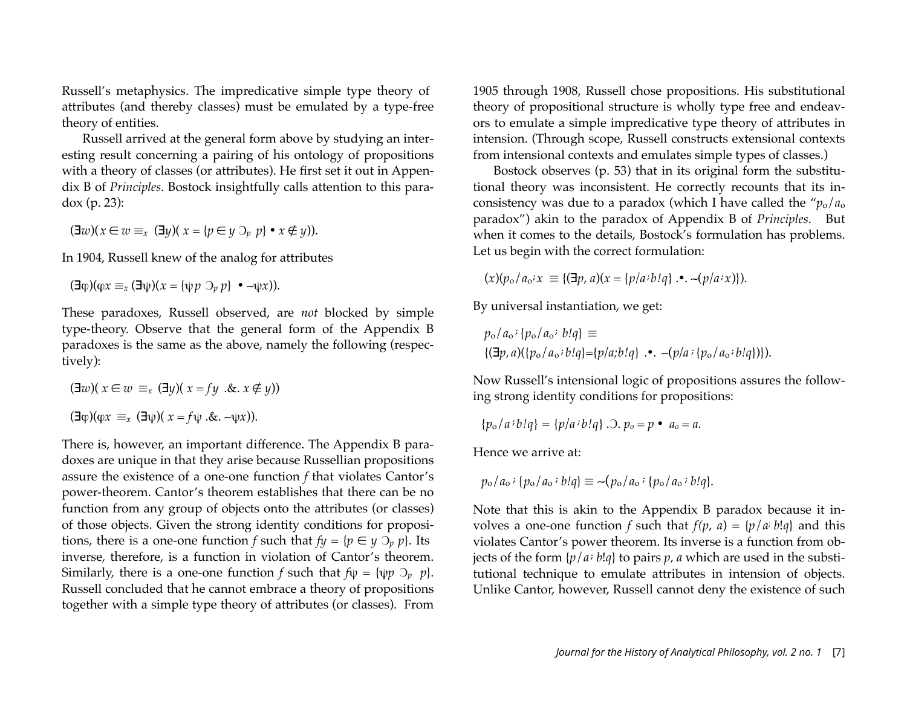Russell's metaphysics. The impredicative simple type theory of attributes (and thereby classes) must be emulated by a type-free theory of entities.

Russell arrived at the general form above by studying an interesting result concerning a pairing of his ontology of propositions with a theory of classes (or attributes). He first set it out in Appendix B of *Principles*. Bostock insightfully calls attention to this paradox (p. 23):

$$(\exists w)(x \in w \equiv_x (\exists y)(x = \{p \in y \supset_p p\} \bullet x \notin y)).$$

In 1904, Russell knew of the analog for attributes

$$(\exists \varphi)(\varphi x \equiv_x (\exists \psi)(x = \{\psi p \supset_p p\} \bullet {\sim}\psi x)).$$

These paradoxes, Russell observed, are *not* blocked by simple type-theory. Observe that the general form of the Appendix B paradoxes is the same as the above, namely the following (respectively):

$$(\exists w)(x \in w \equiv_x (\exists y)(x = fy \;.\&.\; x \notin y))$$

$$(\exists \varphi)(\varphi x \equiv_x (\exists \psi)(x = f\psi \;.\&.\; {\sim}\psi x)).$$

There is, however, an important difference. The Appendix B paradoxes are unique in that they arise because Russellian propositions assure the existence of a one-one function $f$ that violates Cantor's power-theorem. Cantor's theorem establishes that there can be no function from any group of objects onto the attributes (or classes) of those objects. Given the strong identity conditions for propositions, there is a one-one function $f$ such that $fy = \{p \in y \supset_p p\}$. Its inverse, therefore, is a function in violation of Cantor's theorem. Similarly, there is a one-one function $f$ such that $f\psi = \{\psi p \supset_p p\}$. Russell concluded that he cannot embrace a theory of propositions together with a simple type theory of attributes (or classes). From 1905 through 1908, Russell chose propositions. His substitutional theory of propositional structure is wholly type free and endeavors to emulate a simple impredicative type theory of attributes in intension. (Through scope, Russell constructs extensional contexts from intensional contexts and emulates simple types of classes.)

Bostock observes (p. 53) that in its original form the substitutional theory was inconsistent. He correctly recounts that its inconsistency was due to a paradox (which I have called the "$p_o/a_o$ paradox") akin to the paradox of Appendix B of *Principles*. But when it comes to the details, Bostock's formulation has problems. Let us begin with the correct formulation:

$$(x)(p_o/a_o ; x \equiv \{(\exists p, a)(x = \{p/a ; b!q\} \;.\bullet.\; {\sim}(p/a ; x)\}).$$

By universal instantiation, we get:

$$p_o/a_o ; \{p_o/a_o ; b!q\} \equiv$$
$$\{(\exists p, a)(\{p_o/a_o ; b!q\} = \{p/a ; b!q\} \;.\bullet.\; {\sim}(p/a ; \{p_o/a_o ; b!q\})\}).$$

Now Russell's intensional logic of propositions assures the following strong identity conditions for propositions:

$$\{p_o/a ; b!q\} = \{p/a ; b!q\} \;.\supset.\; p_o = p \bullet a_o = a.$$

Hence we arrive at:

$$p_o/a_o ; \{p_o/a_o ; b!q\} \equiv {\sim}(p_o/a_o ; \{p_o/a_o ; b!q\}.$$

Note that this is akin to the Appendix B paradox because it involves a one-one function $f$ such that $f(p, a) = \{p/a ; b!q\}$ and this violates Cantor's power theorem. Its inverse is a function from objects of the form $\{p/a ; b!q\}$ to pairs $p, a$ which are used in the substitutional technique to emulate attributes in intension of objects. Unlike Cantor, however, Russell cannot deny the existence of such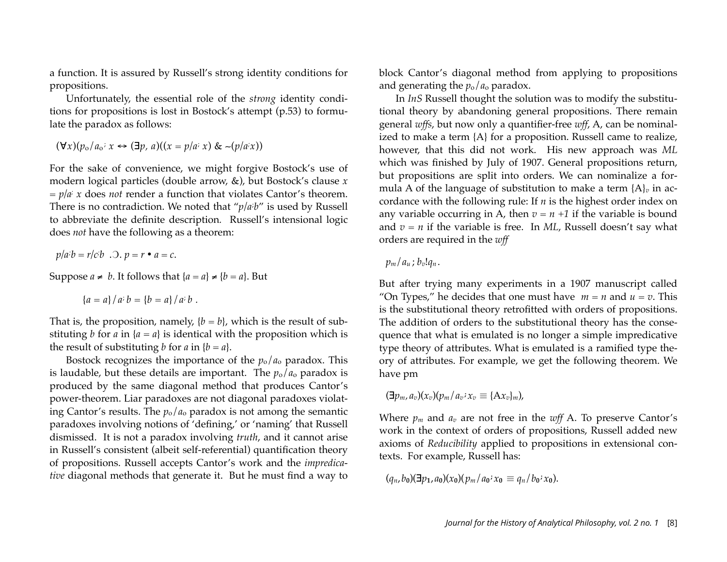a function. It is assured by Russell's strong identity conditions for propositions.

Unfortunately, the essential role of the *strong* identity conditions for propositions is lost in Bostock's attempt (p.53) to formulate the paradox as follows:

$$(\forall x)(p_o/a_o;\, x \leftrightarrow (\exists p, a)((x = p/a;\, x) \;\&\; \sim(p/a;x))$$

For the sake of convenience, we might forgive Bostock's use of modern logical particles (double arrow, &), but Bostock's clause $x = p/a;\, x$ does *not* render a function that violates Cantor's theorem. There is no contradiction. We noted that "$p/a;b$" is used by Russell to abbreviate the definite description. Russell's intensional logic does *not* have the following as a theorem:

$$p/a;b = r/c;b \;\;.\supset.\; p = r \bullet a = c.$$

Suppose $a \neq b$. It follows that $\{a = a\} \neq \{b = a\}$. But

$$\{a = a\}/a;\, b = \{b = a\}/a;\, b\;.$$

That is, the proposition, namely, $\{b = b\}$, which is the result of substituting $b$ for $a$ in $\{a = a\}$ is identical with the proposition which is the result of substituting $b$ for $a$ in $\{b = a\}$.

Bostock recognizes the importance of the $p_o/a_o$ paradox. This is laudable, but these details are important. The $p_o/a_o$ paradox is produced by the same diagonal method that produces Cantor's power-theorem. Liar paradoxes are not diagonal paradoxes violating Cantor's results. The $p_o/a_o$ paradox is not among the semantic paradoxes involving notions of 'defining,' or 'naming' that Russell dismissed. It is not a paradox involving *truth*, and it cannot arise in Russell's consistent (albeit self-referential) quantification theory of propositions. Russell accepts Cantor's work and the *impredicative* diagonal methods that generate it. But he must find a way to block Cantor's diagonal method from applying to propositions and generating the $p_o/a_o$ paradox.

In *InS* Russell thought the solution was to modify the substitutional theory by abandoning general propositions. There remain general *wffs*, but now only a quantifier-free *wff*, A, can be nominalized to make a term {A} for a proposition. Russell came to realize, however, that this did not work. His new approach was *ML* which was finished by July of 1907. General propositions return, but propositions are split into orders. We can nominalize a formula A of the language of substitution to make a term $\{A\}_v$ in accordance with the following rule: If $n$ is the highest order index on any variable occurring in A, then $v = n + 1$ if the variable is bound and $v = n$ if the variable is free. In *ML*, Russell doesn't say what orders are required in the *wff*

$$p_m/a_u\,;\, b_v!q_n\,.$$

But after trying many experiments in a 1907 manuscript called "On Types," he decides that one must have $m = n$ and $u = v$. This is the substitutional theory retrofitted with orders of propositions. The addition of orders to the substitutional theory has the consequence that what is emulated is no longer a simple impredicative type theory of attributes. What is emulated is a ramified type theory of attributes. For example, we get the following theorem. We have pm

$$(\exists p_m, a_v)(x_v)(p_m/a_v;\, x_v \equiv \{Ax_v\}_m),$$

Where $p_m$ and $a_v$ are not free in the *wff* A. To preserve Cantor's work in the context of orders of propositions, Russell added new axioms of *Reducibility* applied to propositions in extensional contexts. For example, Russell has:

$$(q_n, b_0)(\exists p_1, a_0)(x_0)(p_m/a_0;\, x_0 \equiv q_n/b_0;\, x_0).$$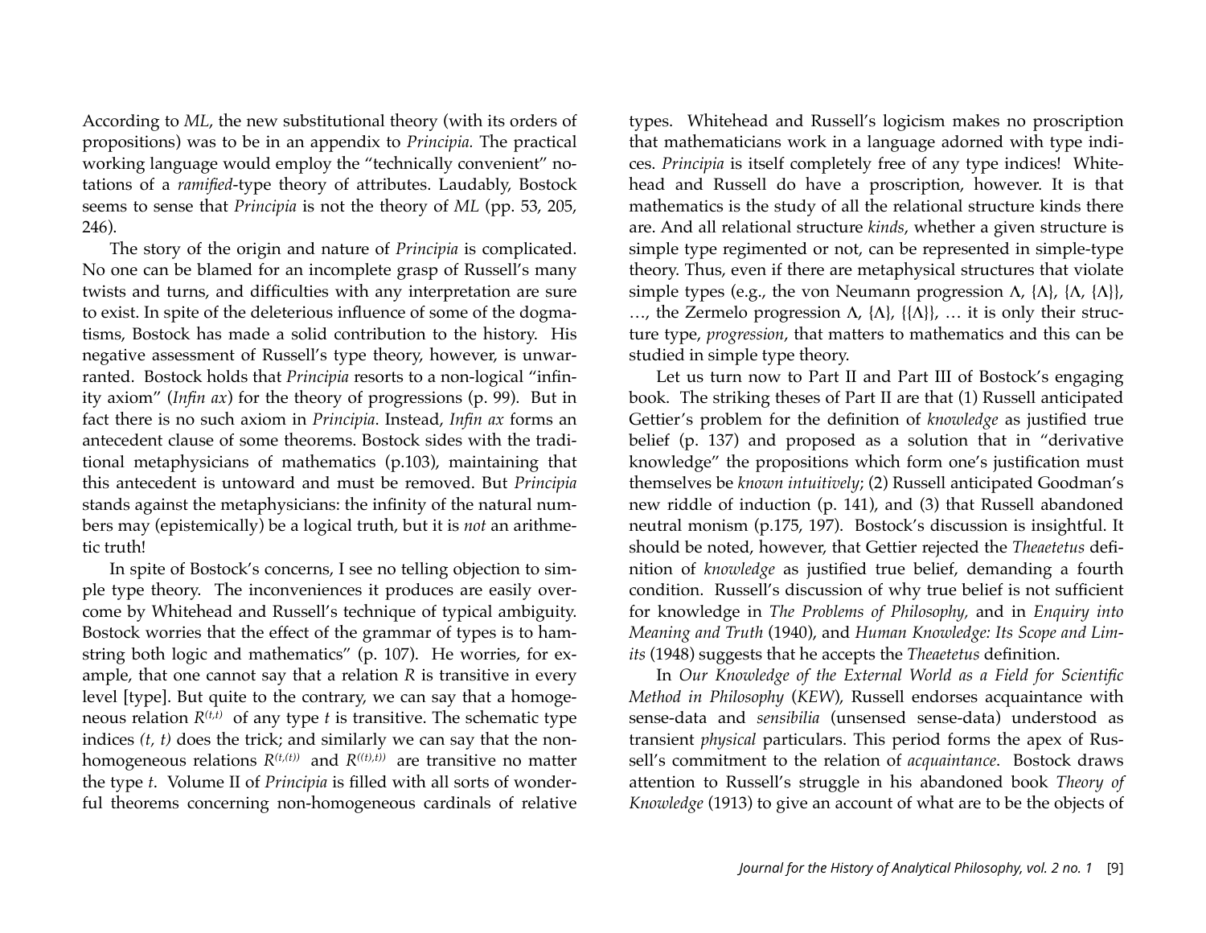According to *ML*, the new substitutional theory (with its orders of propositions) was to be in an appendix to *Principia.* The practical working language would employ the "technically convenient" notations of a *ramified*-type theory of attributes. Laudably, Bostock seems to sense that *Principia* is not the theory of *ML* (pp. 53, 205, 246).

The story of the origin and nature of *Principia* is complicated. No one can be blamed for an incomplete grasp of Russell's many twists and turns, and difficulties with any interpretation are sure to exist. In spite of the deleterious influence of some of the dogmatisms, Bostock has made a solid contribution to the history. His negative assessment of Russell's type theory, however, is unwarranted. Bostock holds that *Principia* resorts to a non-logical "infinity axiom" (*Infin ax*) for the theory of progressions (p. 99). But in fact there is no such axiom in *Principia*. Instead, *Infin ax* forms an antecedent clause of some theorems. Bostock sides with the traditional metaphysicians of mathematics (p.103), maintaining that this antecedent is untoward and must be removed. But *Principia* stands against the metaphysicians: the infinity of the natural numbers may (epistemically) be a logical truth, but it is *not* an arithmetic truth!

In spite of Bostock's concerns, I see no telling objection to simple type theory. The inconveniences it produces are easily overcome by Whitehead and Russell's technique of typical ambiguity. Bostock worries that the effect of the grammar of types is to hamstring both logic and mathematics" (p. 107). He worries, for example, that one cannot say that a relation $R$ is transitive in every level [type]. But quite to the contrary, we can say that a homogeneous relation $R^{(t,t)}$ of any type $t$ is transitive. The schematic type indices $(t, t)$ does the trick; and similarly we can say that the non-homogeneous relations $R^{(t,(t))}$ and $R^{((t),t))}$ are transitive no matter the type $t$. Volume II of *Principia* is filled with all sorts of wonderful theorems concerning non-homogeneous cardinals of relative types. Whitehead and Russell's logicism makes no proscription that mathematicians work in a language adorned with type indices. *Principia* is itself completely free of any type indices! Whitehead and Russell do have a proscription, however. It is that mathematics is the study of all the relational structure kinds there are. And all relational structure *kinds*, whether a given structure is simple type regimented or not, can be represented in simple-type theory. Thus, even if there are metaphysical structures that violate simple types (e.g., the von Neumann progression $\Lambda$, $\{\Lambda\}$, $\{\Lambda, \{\Lambda\}\}$, …, the Zermelo progression $\Lambda$, $\{\Lambda\}$, $\{\{\Lambda\}\}$, … it is only their structure type, *progression*, that matters to mathematics and this can be studied in simple type theory.

Let us turn now to Part II and Part III of Bostock's engaging book. The striking theses of Part II are that (1) Russell anticipated Gettier's problem for the definition of *knowledge* as justified true belief (p. 137) and proposed as a solution that in "derivative knowledge" the propositions which form one's justification must themselves be *known intuitively*; (2) Russell anticipated Goodman's new riddle of induction (p. 141), and (3) that Russell abandoned neutral monism (p.175, 197). Bostock's discussion is insightful. It should be noted, however, that Gettier rejected the *Theaetetus* definition of *knowledge* as justified true belief, demanding a fourth condition. Russell's discussion of why true belief is not sufficient for knowledge in *The Problems of Philosophy,* and in *Enquiry into Meaning and Truth* (1940), and *Human Knowledge: Its Scope and Limits* (1948) suggests that he accepts the *Theaetetus* definition.

In *Our Knowledge of the External World as a Field for Scientific Method in Philosophy* (*KEW*), Russell endorses acquaintance with sense-data and *sensibilia* (unsensed sense-data) understood as transient *physical* particulars. This period forms the apex of Russell's commitment to the relation of *acquaintance*. Bostock draws attention to Russell's struggle in his abandoned book *Theory of Knowledge* (1913) to give an account of what are to be the objects of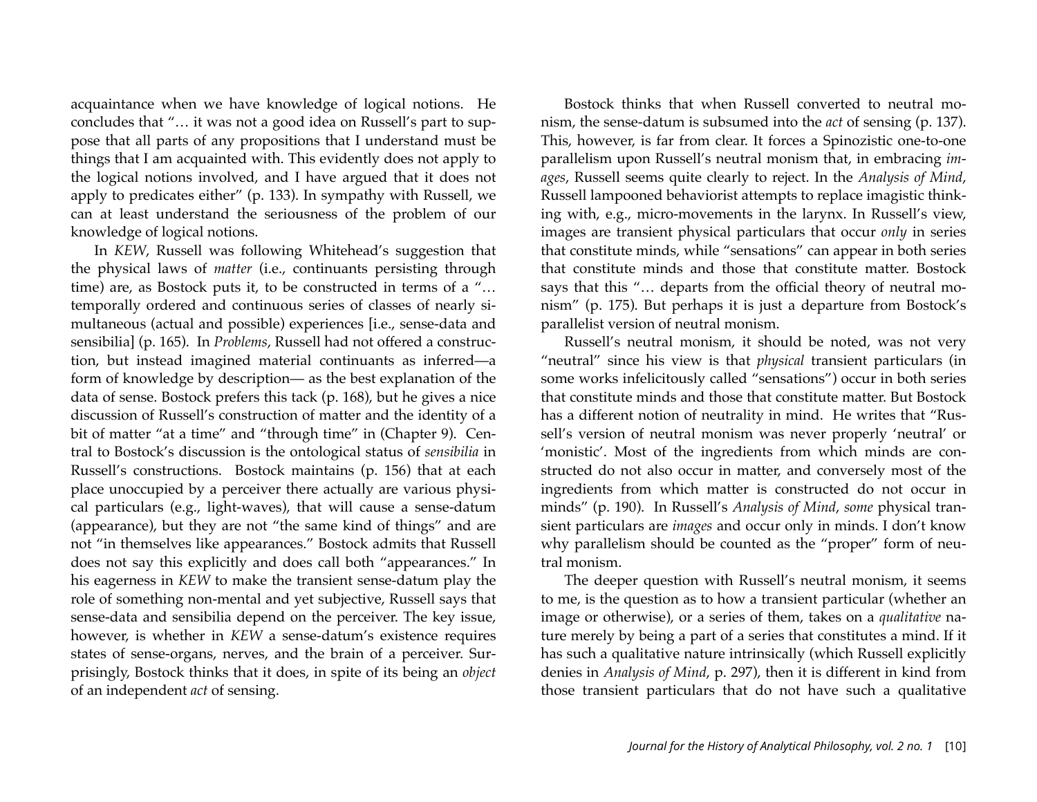acquaintance when we have knowledge of logical notions. He concludes that "… it was not a good idea on Russell's part to suppose that all parts of any propositions that I understand must be things that I am acquainted with. This evidently does not apply to the logical notions involved, and I have argued that it does not apply to predicates either" (p. 133). In sympathy with Russell, we can at least understand the seriousness of the problem of our knowledge of logical notions.

In *KEW*, Russell was following Whitehead's suggestion that the physical laws of *matter* (i.e., continuants persisting through time) are, as Bostock puts it, to be constructed in terms of a "… temporally ordered and continuous series of classes of nearly simultaneous (actual and possible) experiences [i.e., sense-data and sensibilia] (p. 165). In *Problems*, Russell had not offered a construction, but instead imagined material continuants as inferred—a form of knowledge by description— as the best explanation of the data of sense. Bostock prefers this tack (p. 168), but he gives a nice discussion of Russell's construction of matter and the identity of a bit of matter "at a time" and "through time" in (Chapter 9). Central to Bostock's discussion is the ontological status of *sensibilia* in Russell's constructions. Bostock maintains (p. 156) that at each place unoccupied by a perceiver there actually are various physical particulars (e.g., light-waves), that will cause a sense-datum (appearance), but they are not "the same kind of things" and are not "in themselves like appearances." Bostock admits that Russell does not say this explicitly and does call both "appearances." In his eagerness in *KEW* to make the transient sense-datum play the role of something non-mental and yet subjective, Russell says that sense-data and sensibilia depend on the perceiver. The key issue, however, is whether in *KEW* a sense-datum's existence requires states of sense-organs, nerves, and the brain of a perceiver. Surprisingly, Bostock thinks that it does, in spite of its being an *object* of an independent *act* of sensing.

Bostock thinks that when Russell converted to neutral monism, the sense-datum is subsumed into the *act* of sensing (p. 137). This, however, is far from clear. It forces a Spinozistic one-to-one parallelism upon Russell's neutral monism that, in embracing *images*, Russell seems quite clearly to reject. In the *Analysis of Mind*, Russell lampooned behaviorist attempts to replace imagistic thinking with, e.g., micro-movements in the larynx. In Russell's view, images are transient physical particulars that occur *only* in series that constitute minds, while "sensations" can appear in both series that constitute minds and those that constitute matter. Bostock says that this "… departs from the official theory of neutral monism" (p. 175). But perhaps it is just a departure from Bostock's parallelist version of neutral monism.

Russell's neutral monism, it should be noted, was not very "neutral" since his view is that *physical* transient particulars (in some works infelicitously called "sensations") occur in both series that constitute minds and those that constitute matter. But Bostock has a different notion of neutrality in mind. He writes that "Russell's version of neutral monism was never properly 'neutral' or 'monistic'. Most of the ingredients from which minds are constructed do not also occur in matter, and conversely most of the ingredients from which matter is constructed do not occur in minds" (p. 190). In Russell's *Analysis of Mind*, *some* physical transient particulars are *images* and occur only in minds. I don't know why parallelism should be counted as the "proper" form of neutral monism.

The deeper question with Russell's neutral monism, it seems to me, is the question as to how a transient particular (whether an image or otherwise), or a series of them, takes on a *qualitative* nature merely by being a part of a series that constitutes a mind. If it has such a qualitative nature intrinsically (which Russell explicitly denies in *Analysis of Mind*, p. 297), then it is different in kind from those transient particulars that do not have such a qualitative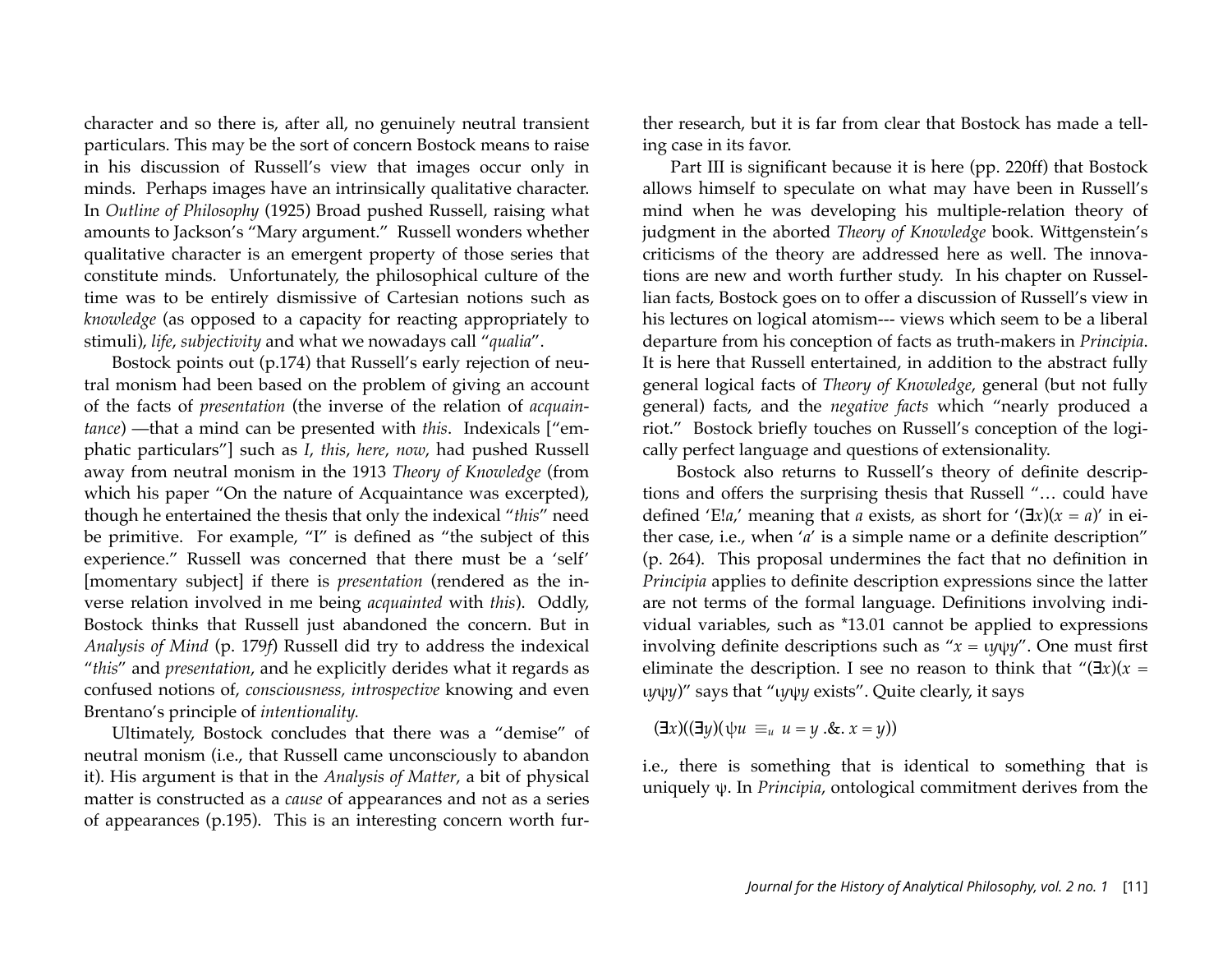character and so there is, after all, no genuinely neutral transient particulars. This may be the sort of concern Bostock means to raise in his discussion of Russell's view that images occur only in minds. Perhaps images have an intrinsically qualitative character. In *Outline of Philosophy* (1925) Broad pushed Russell, raising what amounts to Jackson's "Mary argument." Russell wonders whether qualitative character is an emergent property of those series that constitute minds. Unfortunately, the philosophical culture of the time was to be entirely dismissive of Cartesian notions such as *knowledge* (as opposed to a capacity for reacting appropriately to stimuli), *life*, *subjectivity* and what we nowadays call "*qualia*".

Bostock points out (p.174) that Russell's early rejection of neutral monism had been based on the problem of giving an account of the facts of *presentation* (the inverse of the relation of *acquaintance*) —that a mind can be presented with *this*. Indexicals ["emphatic particulars"] such as *I*, *this*, *here*, *now*, had pushed Russell away from neutral monism in the 1913 *Theory of Knowledge* (from which his paper "On the nature of Acquaintance was excerpted), though he entertained the thesis that only the indexical "*this*" need be primitive. For example, "I" is defined as "the subject of this experience." Russell was concerned that there must be a 'self' [momentary subject] if there is *presentation* (rendered as the inverse relation involved in me being *acquainted* with *this*). Oddly, Bostock thinks that Russell just abandoned the concern. But in *Analysis of Mind* (p. 179*f*) Russell did try to address the indexical "*this*" and *presentation*, and he explicitly derides what it regards as confused notions of, *consciousness, introspective* knowing and even Brentano's principle of *intentionality.*

Ultimately, Bostock concludes that there was a "demise" of neutral monism (i.e., that Russell came unconsciously to abandon it). His argument is that in the *Analysis of Matter*, a bit of physical matter is constructed as a *cause* of appearances and not as a series of appearances (p.195). This is an interesting concern worth further research, but it is far from clear that Bostock has made a telling case in its favor.

Part III is significant because it is here (pp. 220ff) that Bostock allows himself to speculate on what may have been in Russell's mind when he was developing his multiple-relation theory of judgment in the aborted *Theory of Knowledge* book. Wittgenstein's criticisms of the theory are addressed here as well. The innovations are new and worth further study. In his chapter on Russellian facts, Bostock goes on to offer a discussion of Russell's view in his lectures on logical atomism--- views which seem to be a liberal departure from his conception of facts as truth-makers in *Principia*. It is here that Russell entertained, in addition to the abstract fully general logical facts of *Theory of Knowledge*, general (but not fully general) facts, and the *negative facts* which "nearly produced a riot." Bostock briefly touches on Russell's conception of the logically perfect language and questions of extensionality.

Bostock also returns to Russell's theory of definite descriptions and offers the surprising thesis that Russell "… could have defined 'E!*a*,' meaning that *a* exists, as short for '$(\exists x)(x = a)$' in either case, i.e., when '*a*' is a simple name or a definite description" (p. 264). This proposal undermines the fact that no definition in *Principia* applies to definite description expressions since the latter are not terms of the formal language. Definitions involving individual variables, such as *13.01 cannot be applied to expressions involving definite descriptions such as "$x = \iota y \psi y$". One must first eliminate the description. I see no reason to think that "$(\exists x)(x = \iota y \psi y)$" says that "$\iota y \psi y$ exists". Quite clearly, it says

$$(\exists x)((\exists y)(\psi u \equiv_u u = y \,.\&.\, x = y))$$

i.e., there is something that is identical to something that is uniquely ψ. In *Principia*, ontological commitment derives from the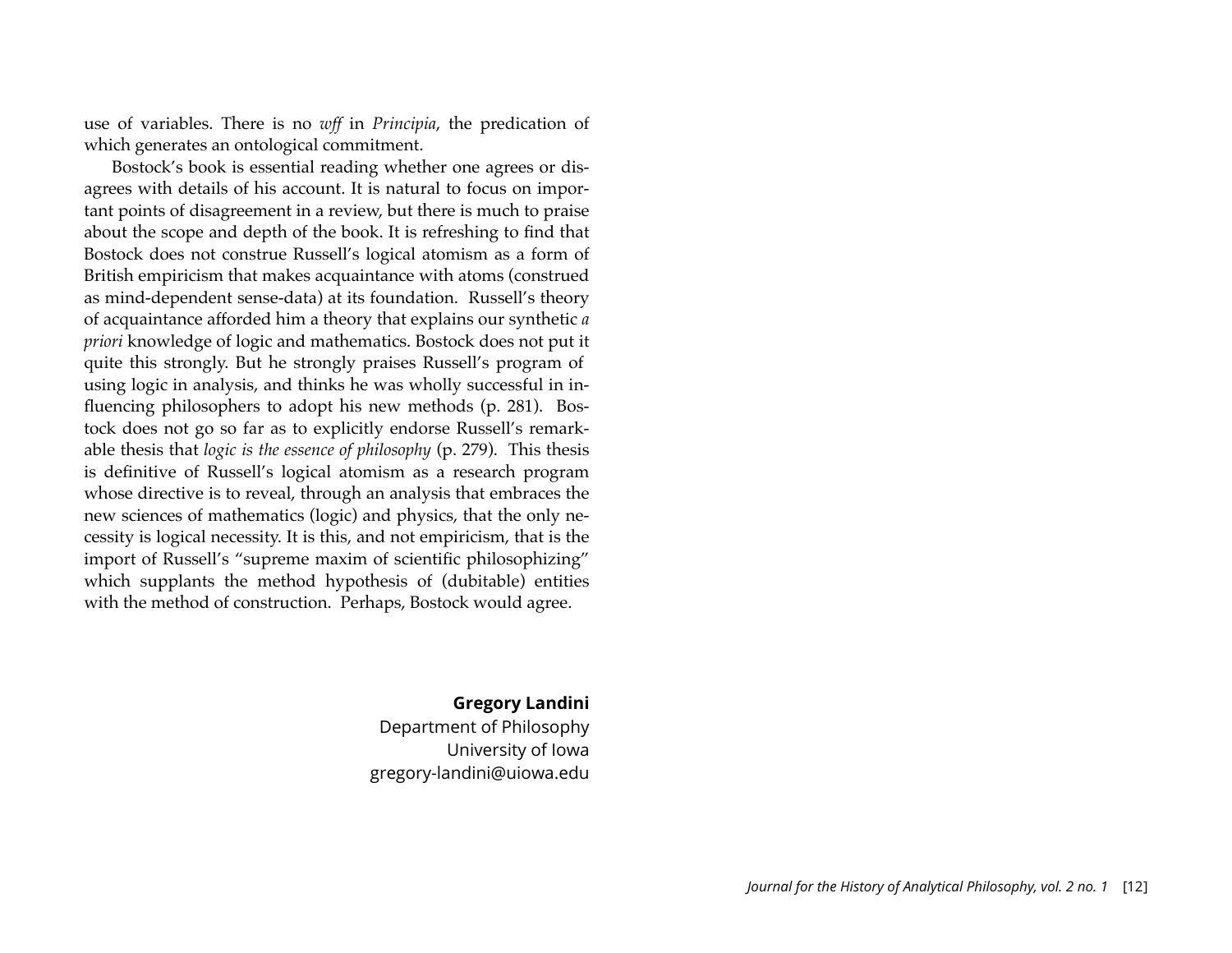use of variables. There is no *wff* in *Principia*, the predication of which generates an ontological commitment.

Bostock's book is essential reading whether one agrees or disagrees with details of his account. It is natural to focus on important points of disagreement in a review, but there is much to praise about the scope and depth of the book. It is refreshing to find that Bostock does not construe Russell's logical atomism as a form of British empiricism that makes acquaintance with atoms (construed as mind-dependent sense-data) at its foundation. Russell's theory of acquaintance afforded him a theory that explains our synthetic *a priori* knowledge of logic and mathematics. Bostock does not put it quite this strongly. But he strongly praises Russell's program of using logic in analysis, and thinks he was wholly successful in influencing philosophers to adopt his new methods (p. 281). Bostock does not go so far as to explicitly endorse Russell's remarkable thesis that *logic is the essence of philosophy* (p. 279). This thesis is definitive of Russell's logical atomism as a research program whose directive is to reveal, through an analysis that embraces the new sciences of mathematics (logic) and physics, that the only necessity is logical necessity. It is this, and not empiricism, that is the import of Russell's "supreme maxim of scientific philosophizing" which supplants the method hypothesis of (dubitable) entities with the method of construction. Perhaps, Bostock would agree.

**Gregory Landini**
Department of Philosophy
University of Iowa
gregory-landini@uiowa.edu